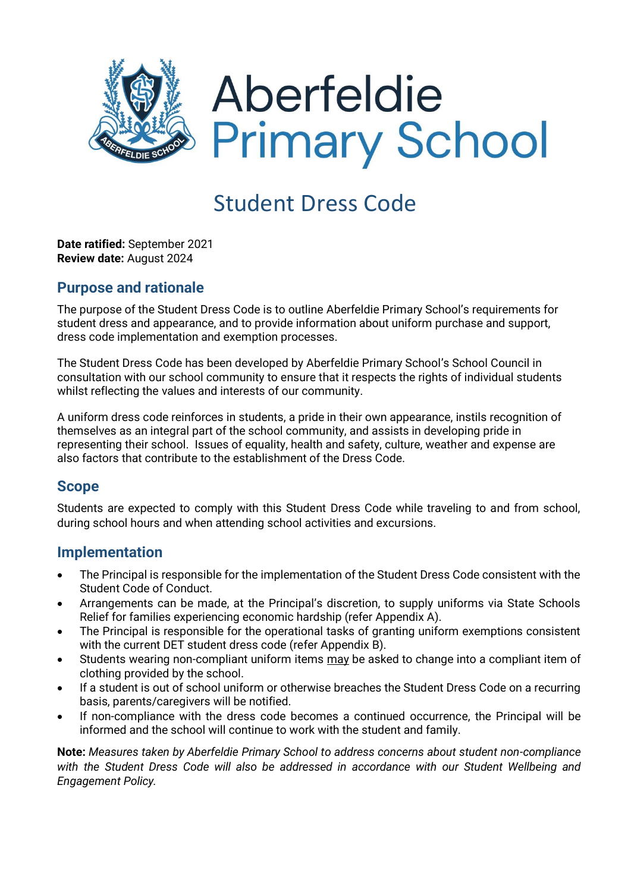# Aberfeldie Primary School

## Student Dress Code

**Date ratified:** September 2021
**Review date:** August 2024

### Purpose and rationale

The purpose of the Student Dress Code is to outline Aberfeldie Primary School's requirements for student dress and appearance, and to provide information about uniform purchase and support, dress code implementation and exemption processes.

The Student Dress Code has been developed by Aberfeldie Primary School's School Council in consultation with our school community to ensure that it respects the rights of individual students whilst reflecting the values and interests of our community.

A uniform dress code reinforces in students, a pride in their own appearance, instils recognition of themselves as an integral part of the school community, and assists in developing pride in representing their school. Issues of equality, health and safety, culture, weather and expense are also factors that contribute to the establishment of the Dress Code.

### Scope

Students are expected to comply with this Student Dress Code while traveling to and from school, during school hours and when attending school activities and excursions.

### Implementation

- The Principal is responsible for the implementation of the Student Dress Code consistent with the Student Code of Conduct.
- Arrangements can be made, at the Principal's discretion, to supply uniforms via State Schools Relief for families experiencing economic hardship (refer Appendix A).
- The Principal is responsible for the operational tasks of granting uniform exemptions consistent with the current DET student dress code (refer Appendix B).
- Students wearing non-compliant uniform items may be asked to change into a compliant item of clothing provided by the school.
- If a student is out of school uniform or otherwise breaches the Student Dress Code on a recurring basis, parents/caregivers will be notified.
- If non-compliance with the dress code becomes a continued occurrence, the Principal will be informed and the school will continue to work with the student and family.

**Note:** *Measures taken by Aberfeldie Primary School to address concerns about student non-compliance with the Student Dress Code will also be addressed in accordance with our Student Wellbeing and Engagement Policy.*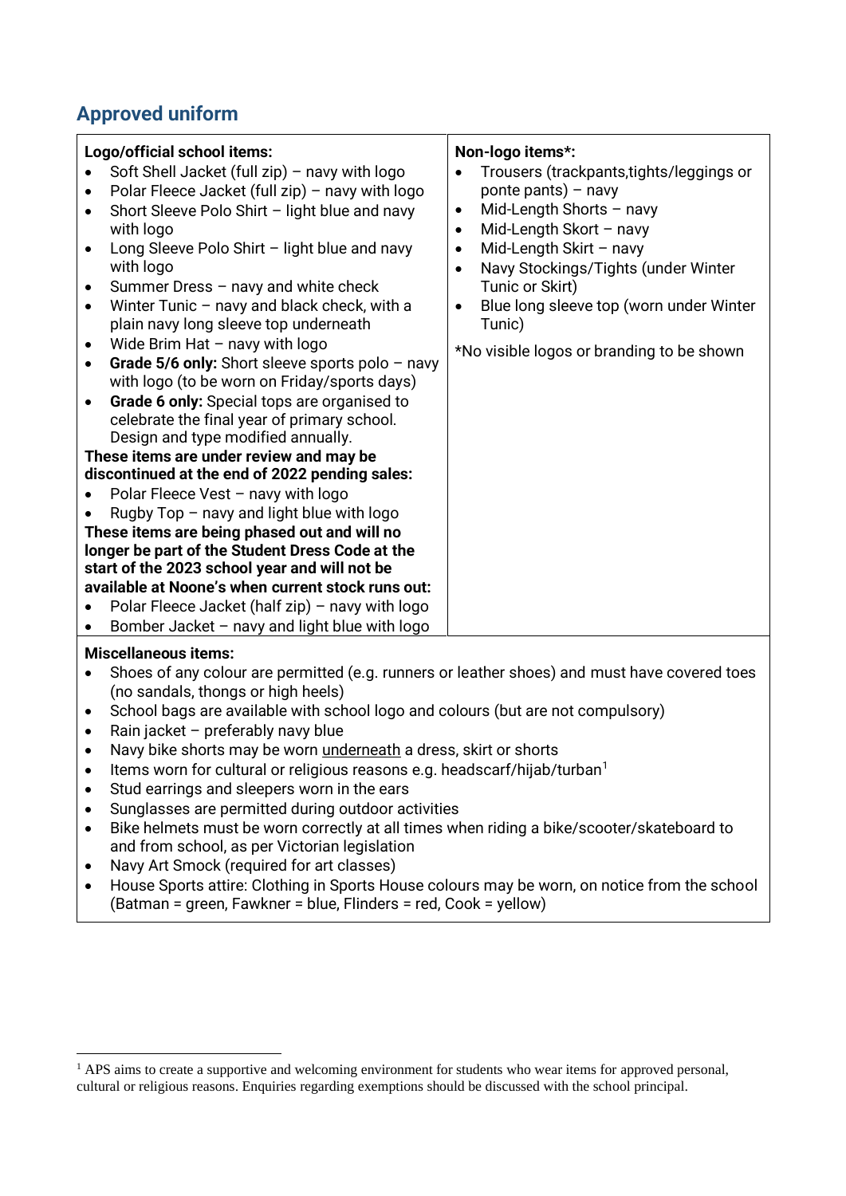## Approved uniform

**Logo/official school items:**

- Soft Shell Jacket (full zip) – navy with logo
- Polar Fleece Jacket (full zip) – navy with logo
- Short Sleeve Polo Shirt – light blue and navy with logo
- Long Sleeve Polo Shirt – light blue and navy with logo
- Summer Dress – navy and white check
- Winter Tunic – navy and black check, with a plain navy long sleeve top underneath
- Wide Brim Hat – navy with logo
- **Grade 5/6 only:** Short sleeve sports polo – navy with logo (to be worn on Friday/sports days)
- **Grade 6 only:** Special tops are organised to celebrate the final year of primary school. Design and type modified annually.

**These items are under review and may be discontinued at the end of 2022 pending sales:**

- Polar Fleece Vest – navy with logo
- Rugby Top – navy and light blue with logo

**These items are being phased out and will no longer be part of the Student Dress Code at the start of the 2023 school year and will not be available at Noone's when current stock runs out:**

- Polar Fleece Jacket (half zip) – navy with logo
- Bomber Jacket – navy and light blue with logo

**Non-logo items*:**

- Trousers (trackpants,tights/leggings or ponte pants) – navy
- Mid-Length Shorts – navy
- Mid-Length Skort – navy
- Mid-Length Skirt – navy
- Navy Stockings/Tights (under Winter Tunic or Skirt)
- Blue long sleeve top (worn under Winter Tunic)

*No visible logos or branding to be shown

**Miscellaneous items:**

- Shoes of any colour are permitted (e.g. runners or leather shoes) and must have covered toes (no sandals, thongs or high heels)
- School bags are available with school logo and colours (but are not compulsory)
- Rain jacket – preferably navy blue
- Navy bike shorts may be worn underneath a dress, skirt or shorts
- Items worn for cultural or religious reasons e.g. headscarf/hijab/turban[1]
- Stud earrings and sleepers worn in the ears
- Sunglasses are permitted during outdoor activities
- Bike helmets must be worn correctly at all times when riding a bike/scooter/skateboard to and from school, as per Victorian legislation
- Navy Art Smock (required for art classes)
- House Sports attire: Clothing in Sports House colours may be worn, on notice from the school (Batman = green, Fawkner = blue, Flinders = red, Cook = yellow)

[1] APS aims to create a supportive and welcoming environment for students who wear items for approved personal, cultural or religious reasons. Enquiries regarding exemptions should be discussed with the school principal.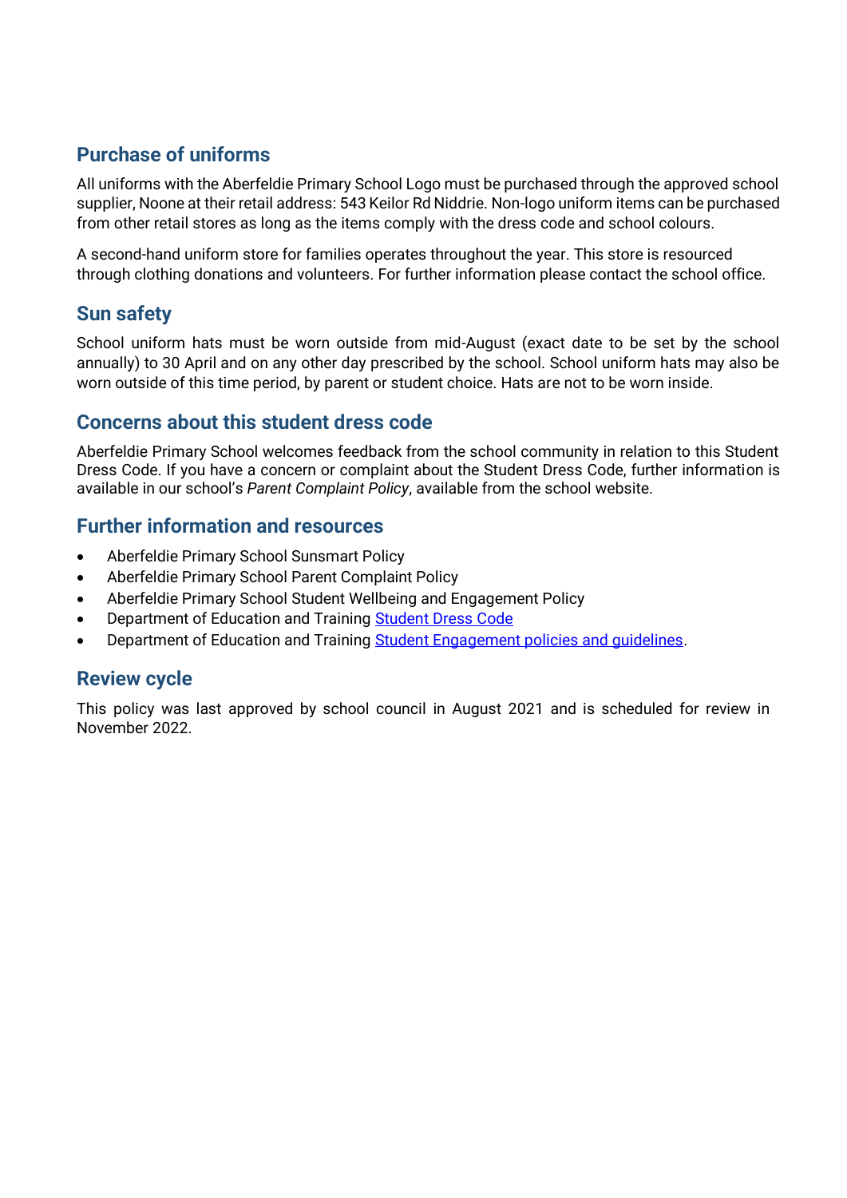## Purchase of uniforms

All uniforms with the Aberfeldie Primary School Logo must be purchased through the approved school supplier, Noone at their retail address: 543 Keilor Rd Niddrie. Non-logo uniform items can be purchased from other retail stores as long as the items comply with the dress code and school colours.

A second-hand uniform store for families operates throughout the year. This store is resourced through clothing donations and volunteers. For further information please contact the school office.

## Sun safety

School uniform hats must be worn outside from mid-August (exact date to be set by the school annually) to 30 April and on any other day prescribed by the school. School uniform hats may also be worn outside of this time period, by parent or student choice. Hats are not to be worn inside.

## Concerns about this student dress code

Aberfeldie Primary School welcomes feedback from the school community in relation to this Student Dress Code. If you have a concern or complaint about the Student Dress Code, further information is available in our school's *Parent Complaint Policy*, available from the school website.

## Further information and resources

- Aberfeldie Primary School Sunsmart Policy
- Aberfeldie Primary School Parent Complaint Policy
- Aberfeldie Primary School Student Wellbeing and Engagement Policy
- Department of Education and Training Student Dress Code
- Department of Education and Training Student Engagement policies and guidelines.

## Review cycle

This policy was last approved by school council in August 2021 and is scheduled for review in November 2022.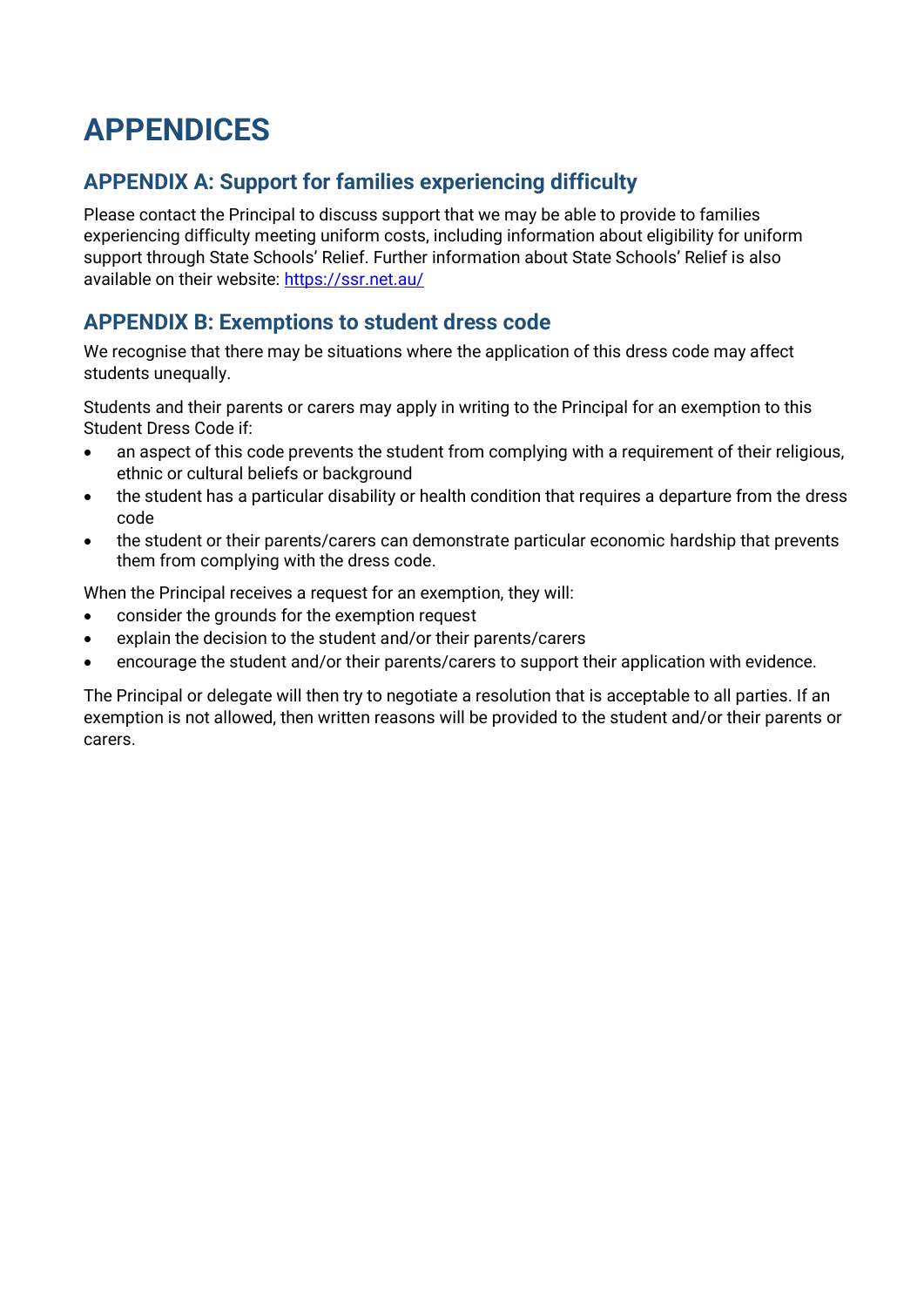# APPENDICES

## APPENDIX A: Support for families experiencing difficulty

Please contact the Principal to discuss support that we may be able to provide to families experiencing difficulty meeting uniform costs, including information about eligibility for uniform support through State Schools' Relief. Further information about State Schools' Relief is also available on their website: [https://ssr.net.au/](https://ssr.net.au/)

## APPENDIX B: Exemptions to student dress code

We recognise that there may be situations where the application of this dress code may affect students unequally.

Students and their parents or carers may apply in writing to the Principal for an exemption to this Student Dress Code if:

- an aspect of this code prevents the student from complying with a requirement of their religious, ethnic or cultural beliefs or background
- the student has a particular disability or health condition that requires a departure from the dress code
- the student or their parents/carers can demonstrate particular economic hardship that prevents them from complying with the dress code.

When the Principal receives a request for an exemption, they will:

- consider the grounds for the exemption request
- explain the decision to the student and/or their parents/carers
- encourage the student and/or their parents/carers to support their application with evidence.

The Principal or delegate will then try to negotiate a resolution that is acceptable to all parties. If an exemption is not allowed, then written reasons will be provided to the student and/or their parents or carers.